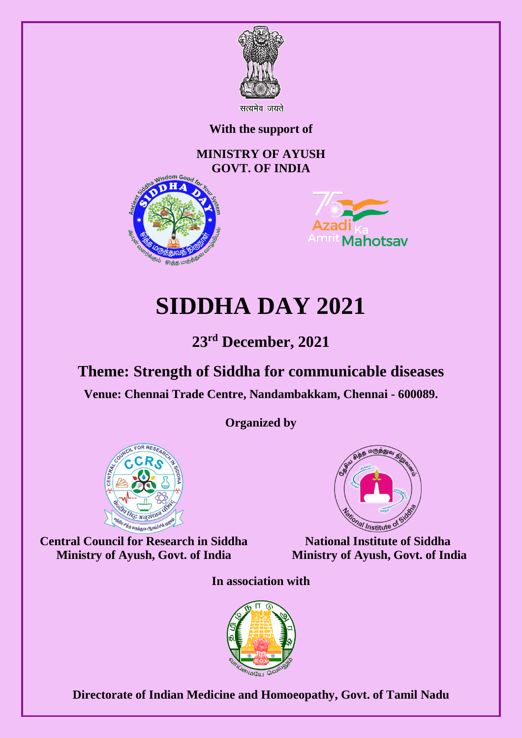सत्यमेव जयते

**With the support of**

**MINISTRY OF AYUSH**
**GOVT. OF INDIA**

# SIDDHA DAY 2021

## 23rd December, 2021

## Theme: Strength of Siddha for communicable diseases

**Venue: Chennai Trade Centre, Nandambakkam, Chennai - 600089.**

**Organized by**

**Central Council for Research in Siddha**
**Ministry of Ayush, Govt. of India**

**National Institute of Siddha**
**Ministry of Ayush, Govt. of India**

**In association with**

**Directorate of Indian Medicine and Homoeopathy, Govt. of Tamil Nadu**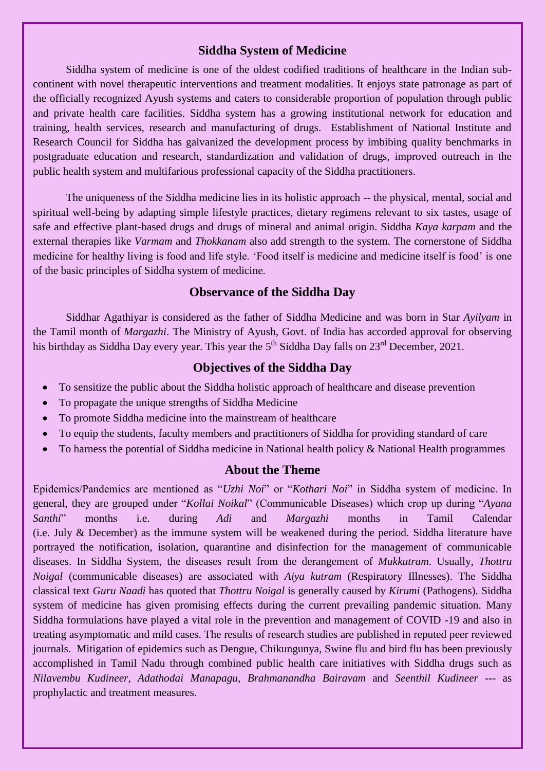## Siddha System of Medicine

Siddha system of medicine is one of the oldest codified traditions of healthcare in the Indian sub-continent with novel therapeutic interventions and treatment modalities. It enjoys state patronage as part of the officially recognized Ayush systems and caters to considerable proportion of population through public and private health care facilities. Siddha system has a growing institutional network for education and training, health services, research and manufacturing of drugs. Establishment of National Institute and Research Council for Siddha has galvanized the development process by imbibing quality benchmarks in postgraduate education and research, standardization and validation of drugs, improved outreach in the public health system and multifarious professional capacity of the Siddha practitioners.

The uniqueness of the Siddha medicine lies in its holistic approach -- the physical, mental, social and spiritual well-being by adapting simple lifestyle practices, dietary regimens relevant to six tastes, usage of safe and effective plant-based drugs and drugs of mineral and animal origin. Siddha *Kaya karpam* and the external therapies like *Varmam* and *Thokkanam* also add strength to the system. The cornerstone of Siddha medicine for healthy living is food and life style. 'Food itself is medicine and medicine itself is food' is one of the basic principles of Siddha system of medicine.

## Observance of the Siddha Day

Siddhar Agathiyar is considered as the father of Siddha Medicine and was born in Star *Ayilyam* in the Tamil month of *Margazhi*. The Ministry of Ayush, Govt. of India has accorded approval for observing his birthday as Siddha Day every year. This year the 5th Siddha Day falls on 23rd December, 2021.

## Objectives of the Siddha Day

- To sensitize the public about the Siddha holistic approach of healthcare and disease prevention
- To propagate the unique strengths of Siddha Medicine
- To promote Siddha medicine into the mainstream of healthcare
- To equip the students, faculty members and practitioners of Siddha for providing standard of care
- To harness the potential of Siddha medicine in National health policy & National Health programmes

## About the Theme

Epidemics/Pandemics are mentioned as "*Uzhi Noi*" or "*Kothari Noi*" in Siddha system of medicine. In general, they are grouped under "*Kollai Noikal*" (Communicable Diseases) which crop up during "*Ayana Santhi*" months i.e. during *Adi* and *Margazhi* months in Tamil Calendar (i.e. July & December) as the immune system will be weakened during the period. Siddha literature have portrayed the notification, isolation, quarantine and disinfection for the management of communicable diseases. In Siddha System, the diseases result from the derangement of *Mukkutram*. Usually, *Thottru Noigal* (communicable diseases) are associated with *Aiya kutram* (Respiratory Illnesses). The Siddha classical text *Guru Naadi* has quoted that *Thottru Noigal* is generally caused by *Kirumi* (Pathogens). Siddha system of medicine has given promising effects during the current prevailing pandemic situation. Many Siddha formulations have played a vital role in the prevention and management of COVID -19 and also in treating asymptomatic and mild cases. The results of research studies are published in reputed peer reviewed journals. Mitigation of epidemics such as Dengue, Chikungunya, Swine flu and bird flu has been previously accomplished in Tamil Nadu through combined public health care initiatives with Siddha drugs such as *Nilavembu Kudineer, Adathodai Manapagu, Brahmanandha Bairavam* and *Seenthil Kudineer* --- as prophylactic and treatment measures.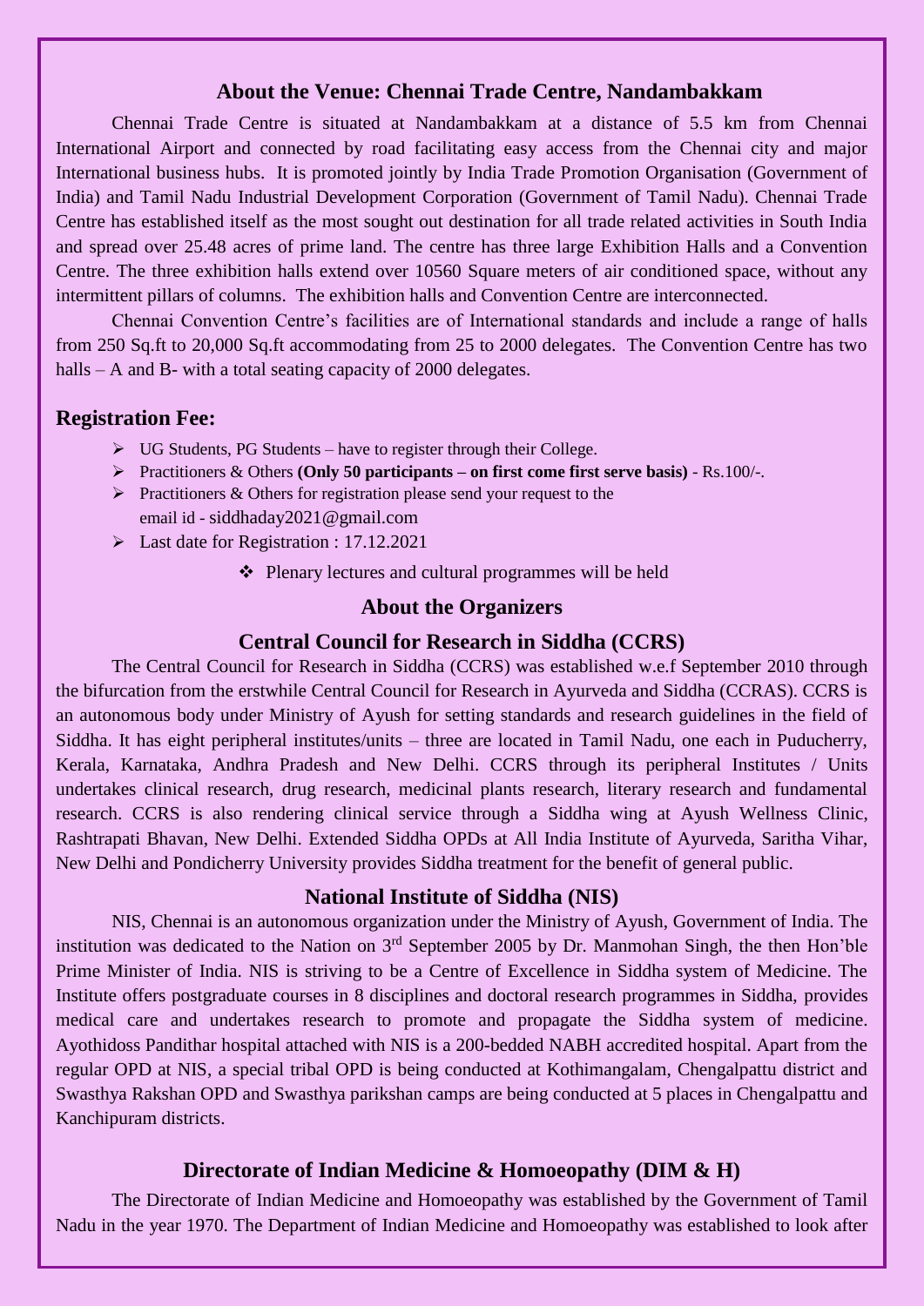## About the Venue: Chennai Trade Centre, Nandambakkam

Chennai Trade Centre is situated at Nandambakkam at a distance of 5.5 km from Chennai International Airport and connected by road facilitating easy access from the Chennai city and major International business hubs. It is promoted jointly by India Trade Promotion Organisation (Government of India) and Tamil Nadu Industrial Development Corporation (Government of Tamil Nadu). Chennai Trade Centre has established itself as the most sought out destination for all trade related activities in South India and spread over 25.48 acres of prime land. The centre has three large Exhibition Halls and a Convention Centre. The three exhibition halls extend over 10560 Square meters of air conditioned space, without any intermittent pillars of columns. The exhibition halls and Convention Centre are interconnected.

Chennai Convention Centre's facilities are of International standards and include a range of halls from 250 Sq.ft to 20,000 Sq.ft accommodating from 25 to 2000 delegates. The Convention Centre has two halls – A and B- with a total seating capacity of 2000 delegates.

## Registration Fee:

- UG Students, PG Students – have to register through their College.
- Practitioners & Others **(Only 50 participants – on first come first serve basis)** - Rs.100/-.
- Practitioners & Others for registration please send your request to the email id - siddhaday2021@gmail.com
- Last date for Registration : 17.12.2021

❖ Plenary lectures and cultural programmes will be held

## About the Organizers

### Central Council for Research in Siddha (CCRS)

The Central Council for Research in Siddha (CCRS) was established w.e.f September 2010 through the bifurcation from the erstwhile Central Council for Research in Ayurveda and Siddha (CCRAS). CCRS is an autonomous body under Ministry of Ayush for setting standards and research guidelines in the field of Siddha. It has eight peripheral institutes/units – three are located in Tamil Nadu, one each in Puducherry, Kerala, Karnataka, Andhra Pradesh and New Delhi. CCRS through its peripheral Institutes / Units undertakes clinical research, drug research, medicinal plants research, literary research and fundamental research. CCRS is also rendering clinical service through a Siddha wing at Ayush Wellness Clinic, Rashtrapati Bhavan, New Delhi. Extended Siddha OPDs at All India Institute of Ayurveda, Saritha Vihar, New Delhi and Pondicherry University provides Siddha treatment for the benefit of general public.

### National Institute of Siddha (NIS)

NIS, Chennai is an autonomous organization under the Ministry of Ayush, Government of India. The institution was dedicated to the Nation on 3rd September 2005 by Dr. Manmohan Singh, the then Hon'ble Prime Minister of India. NIS is striving to be a Centre of Excellence in Siddha system of Medicine. The Institute offers postgraduate courses in 8 disciplines and doctoral research programmes in Siddha, provides medical care and undertakes research to promote and propagate the Siddha system of medicine. Ayothidoss Pandithar hospital attached with NIS is a 200-bedded NABH accredited hospital. Apart from the regular OPD at NIS, a special tribal OPD is being conducted at Kothimangalam, Chengalpattu district and Swasthya Rakshan OPD and Swasthya parikshan camps are being conducted at 5 places in Chengalpattu and Kanchipuram districts.

### Directorate of Indian Medicine & Homoeopathy (DIM & H)

The Directorate of Indian Medicine and Homoeopathy was established by the Government of Tamil Nadu in the year 1970. The Department of Indian Medicine and Homoeopathy was established to look after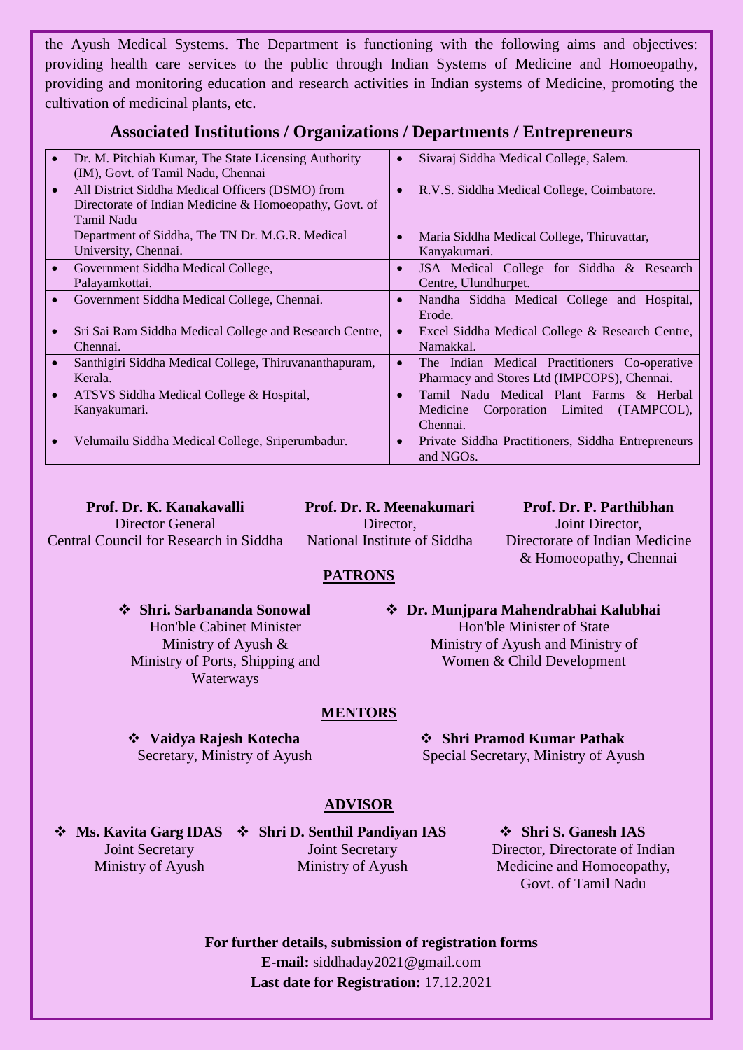the Ayush Medical Systems. The Department is functioning with the following aims and objectives: providing health care services to the public through Indian Systems of Medicine and Homoeopathy, providing and monitoring education and research activities in Indian systems of Medicine, promoting the cultivation of medicinal plants, etc.

## Associated Institutions / Organizations / Departments / Entrepreneurs

| | |
|---|---|
| • Dr. M. Pitchiah Kumar, The State Licensing Authority (IM), Govt. of Tamil Nadu, Chennai | • Sivaraj Siddha Medical College, Salem. |
| • All District Siddha Medical Officers (DSMO) from Directorate of Indian Medicine & Homoeopathy, Govt. of Tamil Nadu | • R.V.S. Siddha Medical College, Coimbatore. |
| Department of Siddha, The TN Dr. M.G.R. Medical University, Chennai. | • Maria Siddha Medical College, Thiruvattar, Kanyakumari. |
| • Government Siddha Medical College, Palayamkottai. | • JSA Medical College for Siddha & Research Centre, Ulundhurpet. |
| • Government Siddha Medical College, Chennai. | • Nandha Siddha Medical College and Hospital, Erode. |
| • Sri Sai Ram Siddha Medical College and Research Centre, Chennai. | • Excel Siddha Medical College & Research Centre, Namakkal. |
| • Santhigiri Siddha Medical College, Thiruvananthapuram, Kerala. | • The Indian Medical Practitioners Co-operative Pharmacy and Stores Ltd (IMPCOPS), Chennai. |
| • ATSVS Siddha Medical College & Hospital, Kanyakumari. | • Tamil Nadu Medical Plant Farms & Herbal Medicine Corporation Limited (TAMPCOL), Chennai. |
| • Velumailu Siddha Medical College, Sriperumbadur. | • Private Siddha Practitioners, Siddha Entrepreneurs and NGOs. |

**Prof. Dr. K. Kanakavalli**
Director General
Central Council for Research in Siddha

**Prof. Dr. R. Meenakumari**
Director,
National Institute of Siddha

**Prof. Dr. P. Parthibhan**
Joint Director,
Directorate of Indian Medicine & Homoeopathy, Chennai

### PATRONS

- **Shri. Sarbananda Sonowal**
  Hon'ble Cabinet Minister
  Ministry of Ayush &
  Ministry of Ports, Shipping and Waterways

- **Dr. Munjpara Mahendrabhai Kalubhai**
  Hon'ble Minister of State
  Ministry of Ayush and Ministry of Women & Child Development

### MENTORS

- **Vaidya Rajesh Kotecha**
  Secretary, Ministry of Ayush

- **Shri Pramod Kumar Pathak**
  Special Secretary, Ministry of Ayush

### ADVISOR

- **Ms. Kavita Garg IDAS**
  Joint Secretary
  Ministry of Ayush

- **Shri D. Senthil Pandiyan IAS**
  Joint Secretary
  Ministry of Ayush

- **Shri S. Ganesh IAS**
  Director, Directorate of Indian Medicine and Homoeopathy,
  Govt. of Tamil Nadu

**For further details, submission of registration forms**
**E-mail:** siddhaday2021@gmail.com
**Last date for Registration:** 17.12.2021